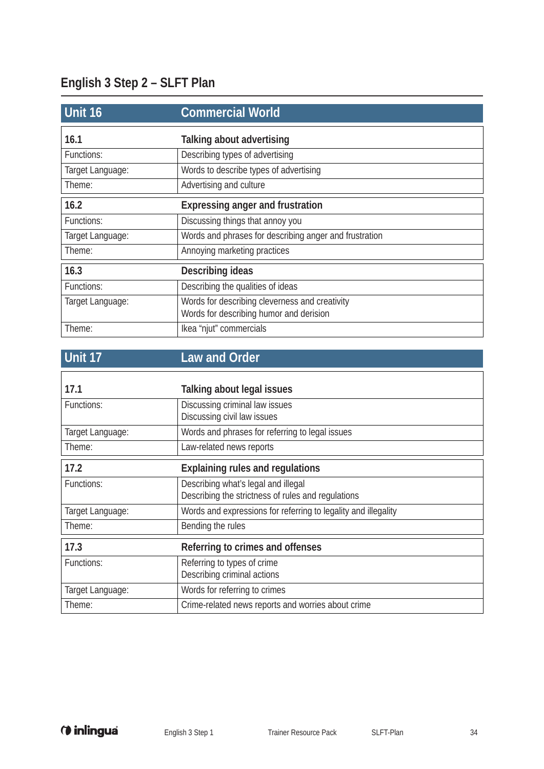# English 3 Step 2 – SLFT Plan

## Unit 16 Commercial World

| | |
|---|---|
| **16.1** | **Talking about advertising** |
| Functions: | Describing types of advertising |
| Target Language: | Words to describe types of advertising |
| Theme: | Advertising and culture |

| | |
|---|---|
| **16.2** | **Expressing anger and frustration** |
| Functions: | Discussing things that annoy you |
| Target Language: | Words and phrases for describing anger and frustration |
| Theme: | Annoying marketing practices |

| | |
|---|---|
| **16.3** | **Describing ideas** |
| Functions: | Describing the qualities of ideas |
| Target Language: | Words for describing cleverness and creativity<br>Words for describing humor and derision |
| Theme: | Ikea "njut" commercials |

## Unit 17 Law and Order

| | |
|---|---|
| **17.1** | **Talking about legal issues** |
| Functions: | Discussing criminal law issues<br>Discussing civil law issues |
| Target Language: | Words and phrases for referring to legal issues |
| Theme: | Law-related news reports |

| | |
|---|---|
| **17.2** | **Explaining rules and regulations** |
| Functions: | Describing what's legal and illegal<br>Describing the strictness of rules and regulations |
| Target Language: | Words and expressions for referring to legality and illegality |
| Theme: | Bending the rules |

| | |
|---|---|
| **17.3** | **Referring to crimes and offenses** |
| Functions: | Referring to types of crime<br>Describing criminal actions |
| Target Language: | Words for referring to crimes |
| Theme: | Crime-related news reports and worries about crime |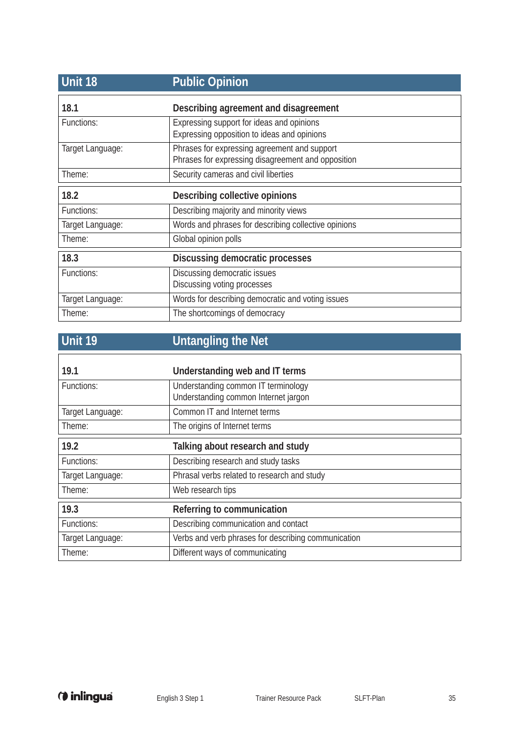## Unit 18 Public Opinion

| 18.1 | Describing agreement and disagreement |
|---|---|
| Functions: | Expressing support for ideas and opinions<br>Expressing opposition to ideas and opinions |
| Target Language: | Phrases for expressing agreement and support<br>Phrases for expressing disagreement and opposition |
| Theme: | Security cameras and civil liberties |

| 18.2 | Describing collective opinions |
|---|---|
| Functions: | Describing majority and minority views |
| Target Language: | Words and phrases for describing collective opinions |
| Theme: | Global opinion polls |

| 18.3 | Discussing democratic processes |
|---|---|
| Functions: | Discussing democratic issues<br>Discussing voting processes |
| Target Language: | Words for describing democratic and voting issues |
| Theme: | The shortcomings of democracy |

## Unit 19 Untangling the Net

| 19.1 | Understanding web and IT terms |
|---|---|
| Functions: | Understanding common IT terminology<br>Understanding common Internet jargon |
| Target Language: | Common IT and Internet terms |
| Theme: | The origins of Internet terms |

| 19.2 | Talking about research and study |
|---|---|
| Functions: | Describing research and study tasks |
| Target Language: | Phrasal verbs related to research and study |
| Theme: | Web research tips |

| 19.3 | Referring to communication |
|---|---|
| Functions: | Describing communication and contact |
| Target Language: | Verbs and verb phrases for describing communication |
| Theme: | Different ways of communicating |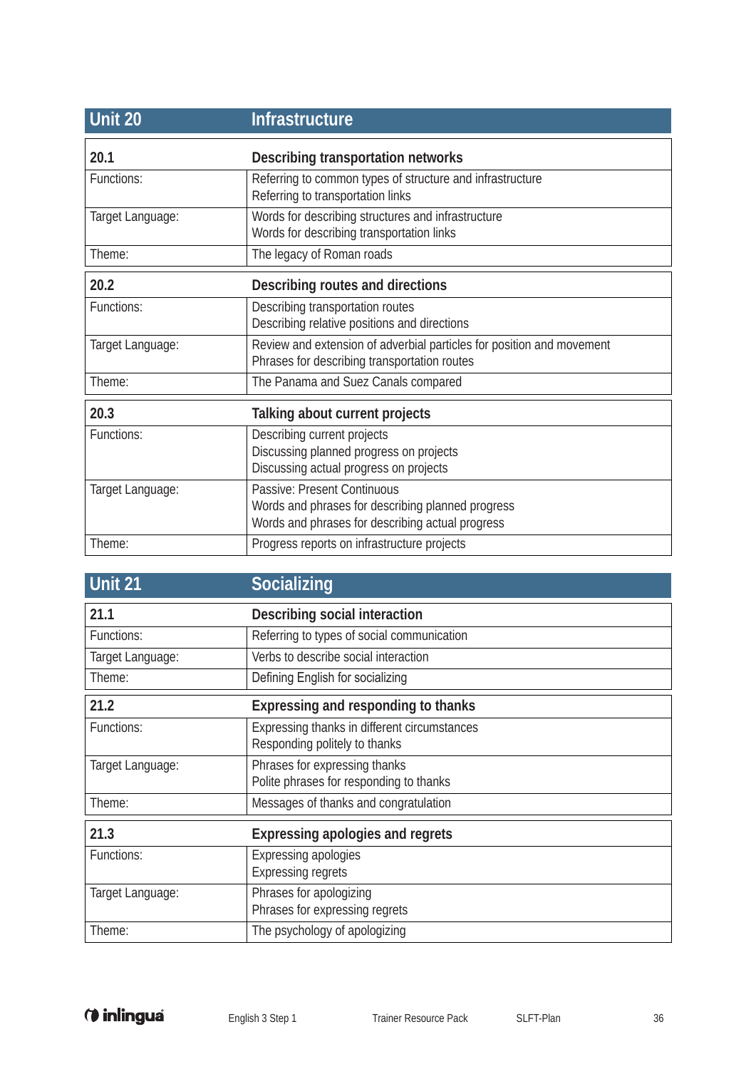## Unit 20 Infrastructure

| 20.1 | Describing transportation networks |
| --- | --- |
| Functions: | Referring to common types of structure and infrastructure<br>Referring to transportation links |
| Target Language: | Words for describing structures and infrastructure<br>Words for describing transportation links |
| Theme: | The legacy of Roman roads |

| 20.2 | Describing routes and directions |
| --- | --- |
| Functions: | Describing transportation routes<br>Describing relative positions and directions |
| Target Language: | Review and extension of adverbial particles for position and movement<br>Phrases for describing transportation routes |
| Theme: | The Panama and Suez Canals compared |

| 20.3 | Talking about current projects |
| --- | --- |
| Functions: | Describing current projects<br>Discussing planned progress on projects<br>Discussing actual progress on projects |
| Target Language: | Passive: Present Continuous<br>Words and phrases for describing planned progress<br>Words and phrases for describing actual progress |
| Theme: | Progress reports on infrastructure projects |

## Unit 21 Socializing

| 21.1 | Describing social interaction |
| --- | --- |
| Functions: | Referring to types of social communication |
| Target Language: | Verbs to describe social interaction |
| Theme: | Defining English for socializing |

| 21.2 | Expressing and responding to thanks |
| --- | --- |
| Functions: | Expressing thanks in different circumstances<br>Responding politely to thanks |
| Target Language: | Phrases for expressing thanks<br>Polite phrases for responding to thanks |
| Theme: | Messages of thanks and congratulation |

| 21.3 | Expressing apologies and regrets |
| --- | --- |
| Functions: | Expressing apologies<br>Expressing regrets |
| Target Language: | Phrases for apologizing<br>Phrases for expressing regrets |
| Theme: | The psychology of apologizing |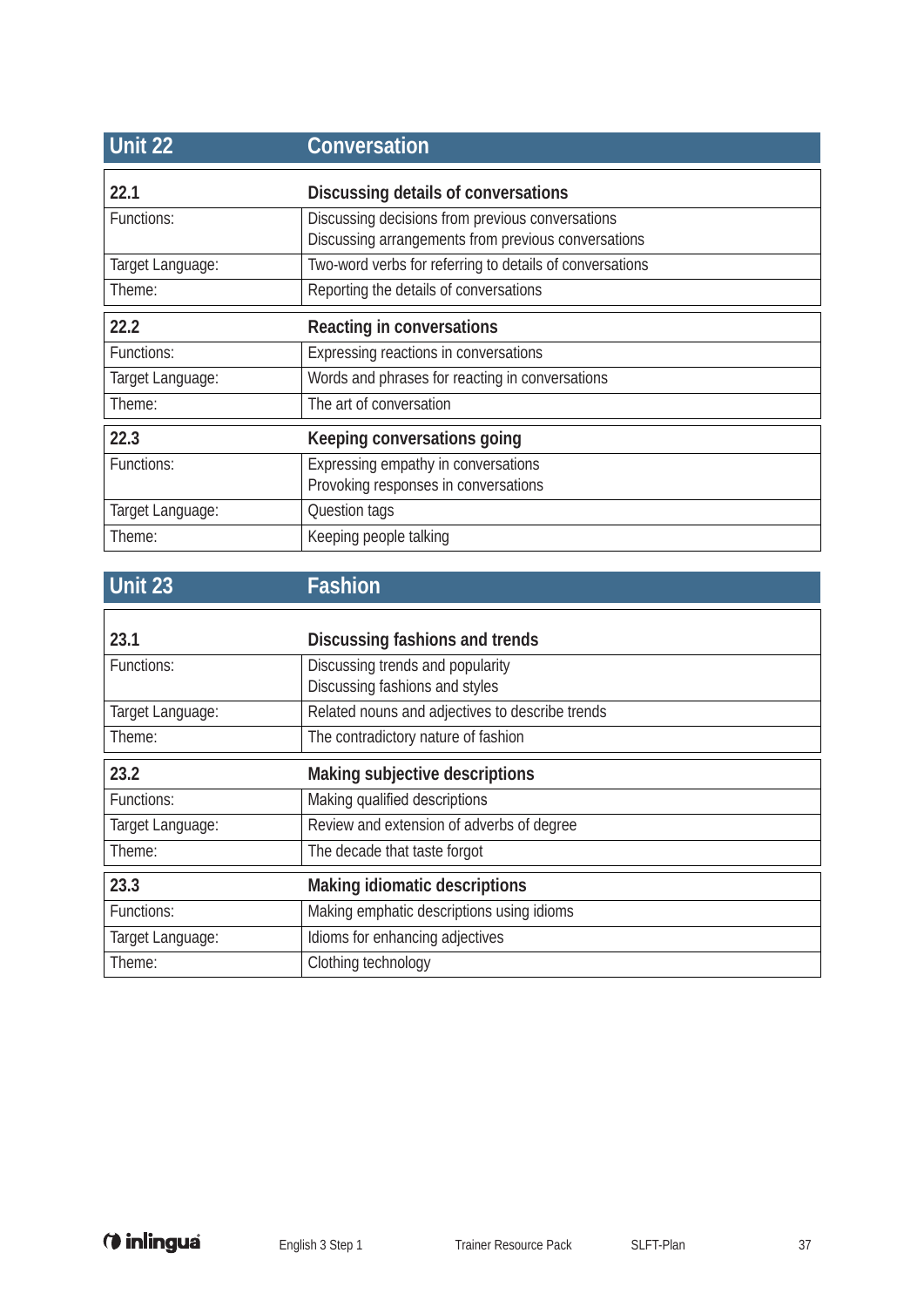## Unit 22 Conversation

| 22.1 | Discussing details of conversations |
|---|---|
| Functions: | Discussing decisions from previous conversations<br>Discussing arrangements from previous conversations |
| Target Language: | Two-word verbs for referring to details of conversations |
| Theme: | Reporting the details of conversations |

| 22.2 | Reacting in conversations |
|---|---|
| Functions: | Expressing reactions in conversations |
| Target Language: | Words and phrases for reacting in conversations |
| Theme: | The art of conversation |

| 22.3 | Keeping conversations going |
|---|---|
| Functions: | Expressing empathy in conversations<br>Provoking responses in conversations |
| Target Language: | Question tags |
| Theme: | Keeping people talking |

## Unit 23 Fashion

| 23.1 | Discussing fashions and trends |
|---|---|
| Functions: | Discussing trends and popularity<br>Discussing fashions and styles |
| Target Language: | Related nouns and adjectives to describe trends |
| Theme: | The contradictory nature of fashion |

| 23.2 | Making subjective descriptions |
|---|---|
| Functions: | Making qualified descriptions |
| Target Language: | Review and extension of adverbs of degree |
| Theme: | The decade that taste forgot |

| 23.3 | Making idiomatic descriptions |
|---|---|
| Functions: | Making emphatic descriptions using idioms |
| Target Language: | Idioms for enhancing adjectives |
| Theme: | Clothing technology |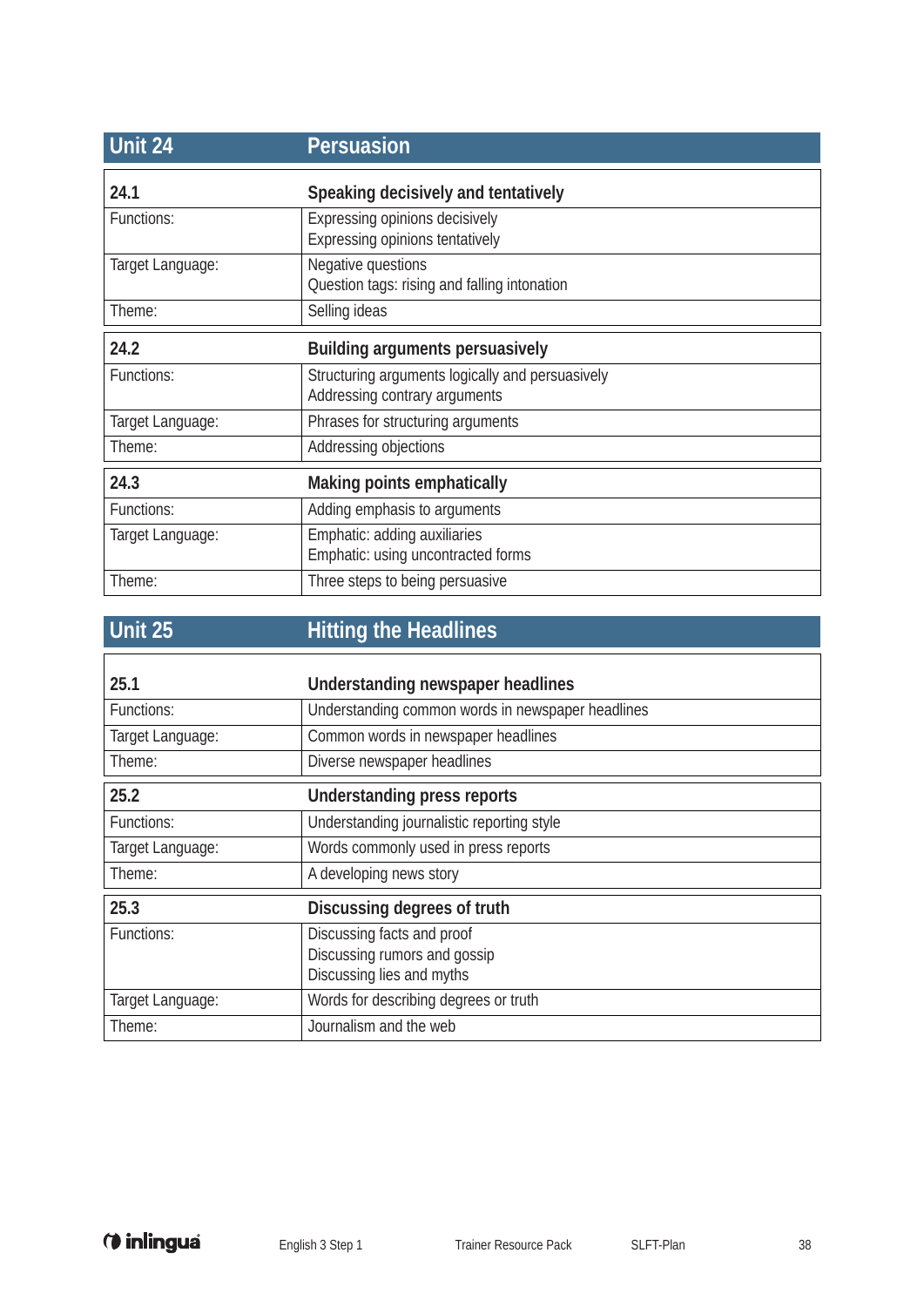## Unit 24 Persuasion

| | |
|---|---|
| **24.1** | **Speaking decisively and tentatively** |
| Functions: | Expressing opinions decisively<br>Expressing opinions tentatively |
| Target Language: | Negative questions<br>Question tags: rising and falling intonation |
| Theme: | Selling ideas |

| | |
|---|---|
| **24.2** | **Building arguments persuasively** |
| Functions: | Structuring arguments logically and persuasively<br>Addressing contrary arguments |
| Target Language: | Phrases for structuring arguments |
| Theme: | Addressing objections |

| | |
|---|---|
| **24.3** | **Making points emphatically** |
| Functions: | Adding emphasis to arguments |
| Target Language: | Emphatic: adding auxiliaries<br>Emphatic: using uncontracted forms |
| Theme: | Three steps to being persuasive |

## Unit 25 Hitting the Headlines

| | |
|---|---|
| **25.1** | **Understanding newspaper headlines** |
| Functions: | Understanding common words in newspaper headlines |
| Target Language: | Common words in newspaper headlines |
| Theme: | Diverse newspaper headlines |

| | |
|---|---|
| **25.2** | **Understanding press reports** |
| Functions: | Understanding journalistic reporting style |
| Target Language: | Words commonly used in press reports |
| Theme: | A developing news story |

| | |
|---|---|
| **25.3** | **Discussing degrees of truth** |
| Functions: | Discussing facts and proof<br>Discussing rumors and gossip<br>Discussing lies and myths |
| Target Language: | Words for describing degrees or truth |
| Theme: | Journalism and the web |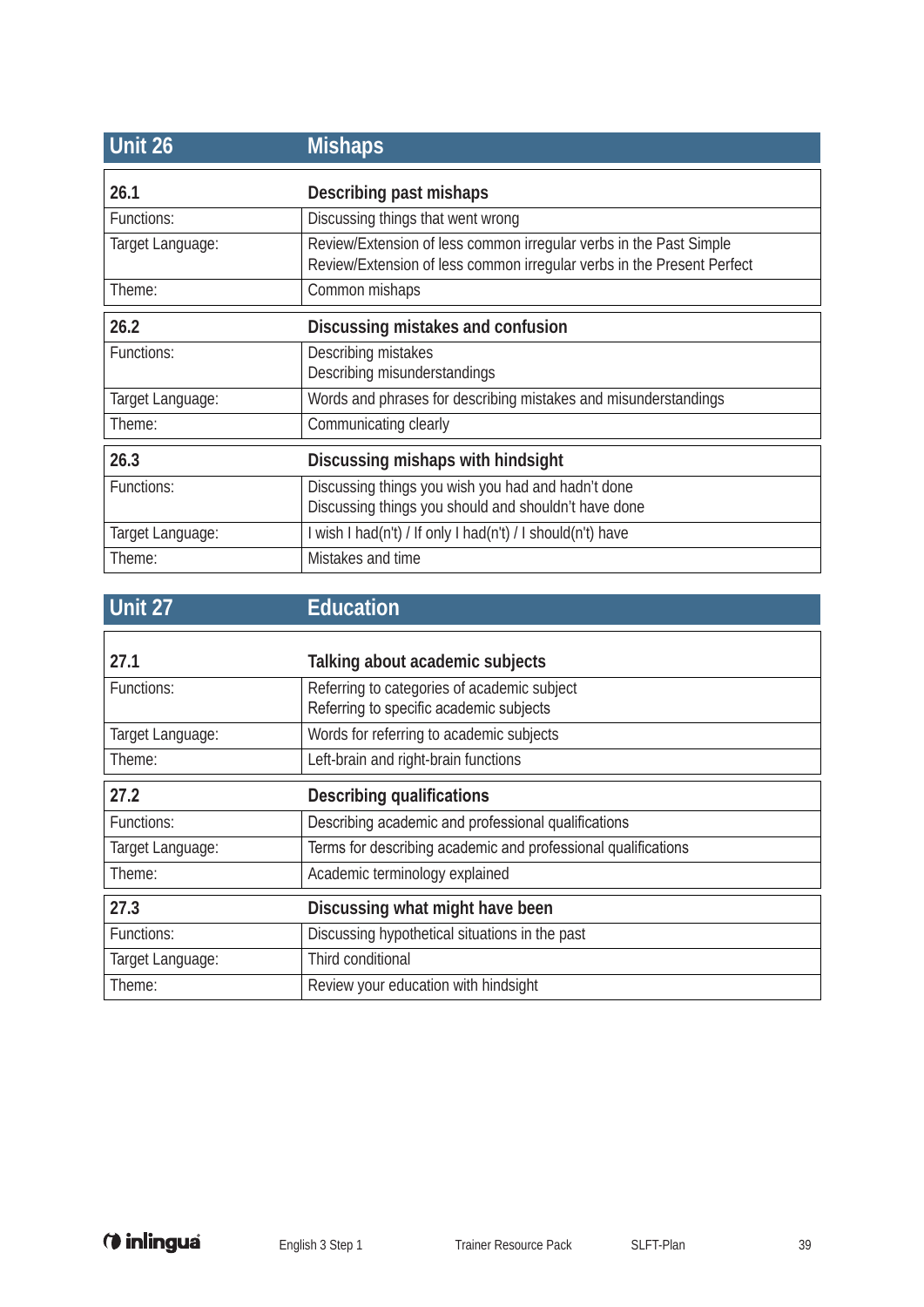## Unit 26 Mishaps

| 26.1 | Describing past mishaps |
| --- | --- |
| Functions: | Discussing things that went wrong |
| Target Language: | Review/Extension of less common irregular verbs in the Past Simple<br>Review/Extension of less common irregular verbs in the Present Perfect |
| Theme: | Common mishaps |

| 26.2 | Discussing mistakes and confusion |
| --- | --- |
| Functions: | Describing mistakes<br>Describing misunderstandings |
| Target Language: | Words and phrases for describing mistakes and misunderstandings |
| Theme: | Communicating clearly |

| 26.3 | Discussing mishaps with hindsight |
| --- | --- |
| Functions: | Discussing things you wish you had and hadn't done<br>Discussing things you should and shouldn't have done |
| Target Language: | I wish I had(n't) / If only I had(n't) / I should(n't) have |
| Theme: | Mistakes and time |

## Unit 27 Education

| 27.1 | Talking about academic subjects |
| --- | --- |
| Functions: | Referring to categories of academic subject<br>Referring to specific academic subjects |
| Target Language: | Words for referring to academic subjects |
| Theme: | Left-brain and right-brain functions |

| 27.2 | Describing qualifications |
| --- | --- |
| Functions: | Describing academic and professional qualifications |
| Target Language: | Terms for describing academic and professional qualifications |
| Theme: | Academic terminology explained |

| 27.3 | Discussing what might have been |
| --- | --- |
| Functions: | Discussing hypothetical situations in the past |
| Target Language: | Third conditional |
| Theme: | Review your education with hindsight |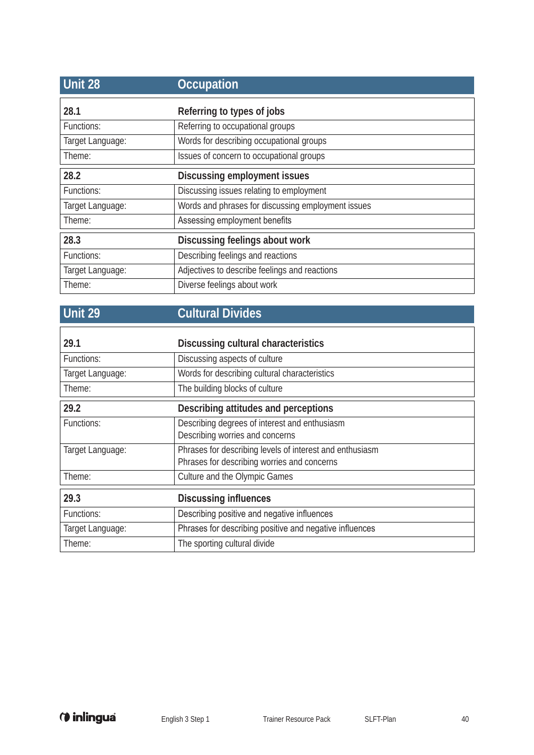## Unit 28 Occupation

| 28.1 | Referring to types of jobs |
| --- | --- |
| Functions: | Referring to occupational groups |
| Target Language: | Words for describing occupational groups |
| Theme: | Issues of concern to occupational groups |

| 28.2 | Discussing employment issues |
| --- | --- |
| Functions: | Discussing issues relating to employment |
| Target Language: | Words and phrases for discussing employment issues |
| Theme: | Assessing employment benefits |

| 28.3 | Discussing feelings about work |
| --- | --- |
| Functions: | Describing feelings and reactions |
| Target Language: | Adjectives to describe feelings and reactions |
| Theme: | Diverse feelings about work |

## Unit 29 Cultural Divides

| 29.1 | Discussing cultural characteristics |
| --- | --- |
| Functions: | Discussing aspects of culture |
| Target Language: | Words for describing cultural characteristics |
| Theme: | The building blocks of culture |

| 29.2 | Describing attitudes and perceptions |
| --- | --- |
| Functions: | Describing degrees of interest and enthusiasm<br>Describing worries and concerns |
| Target Language: | Phrases for describing levels of interest and enthusiasm<br>Phrases for describing worries and concerns |
| Theme: | Culture and the Olympic Games |

| 29.3 | Discussing influences |
| --- | --- |
| Functions: | Describing positive and negative influences |
| Target Language: | Phrases for describing positive and negative influences |
| Theme: | The sporting cultural divide |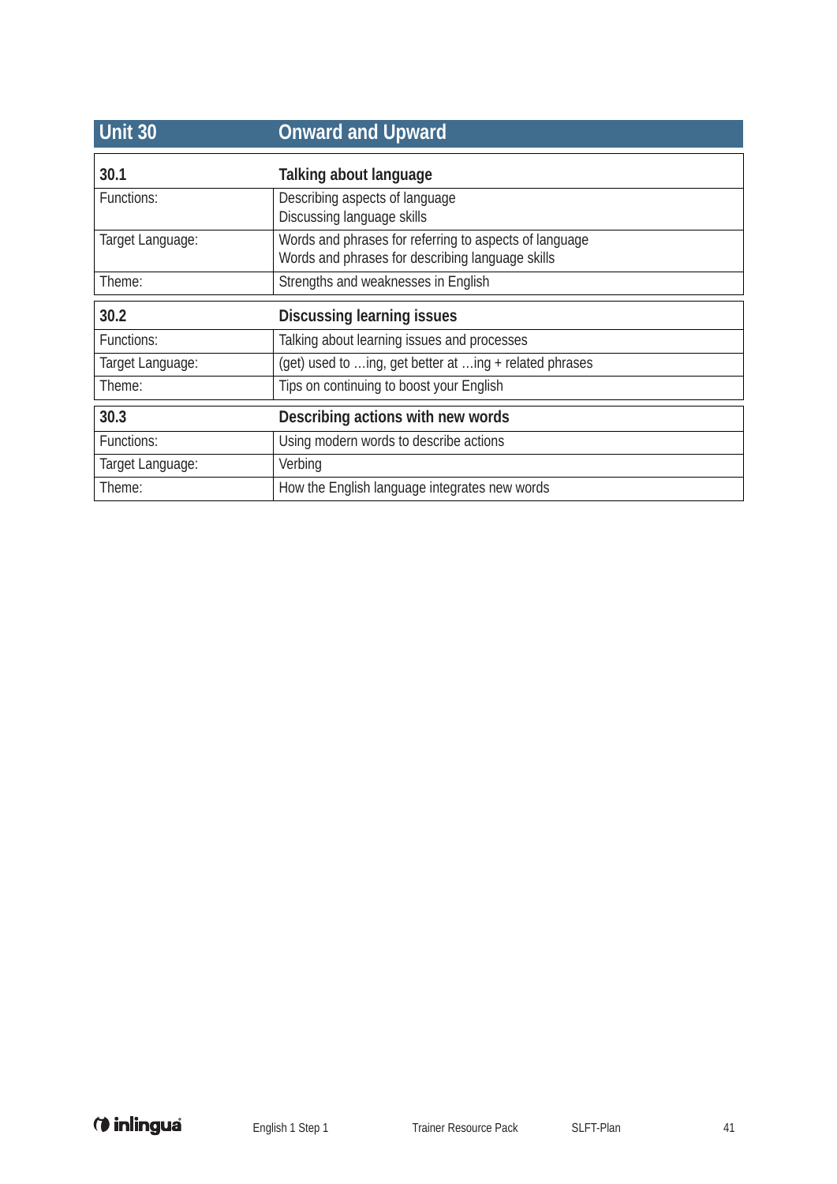## Unit 30 — Onward and Upward

| 30.1 | Talking about language |
|---|---|
| Functions: | Describing aspects of language<br>Discussing language skills |
| Target Language: | Words and phrases for referring to aspects of language<br>Words and phrases for describing language skills |
| Theme: | Strengths and weaknesses in English |

| 30.2 | Discussing learning issues |
|---|---|
| Functions: | Talking about learning issues and processes |
| Target Language: | (get) used to …ing, get better at …ing + related phrases |
| Theme: | Tips on continuing to boost your English |

| 30.3 | Describing actions with new words |
|---|---|
| Functions: | Using modern words to describe actions |
| Target Language: | Verbing |
| Theme: | How the English language integrates new words |